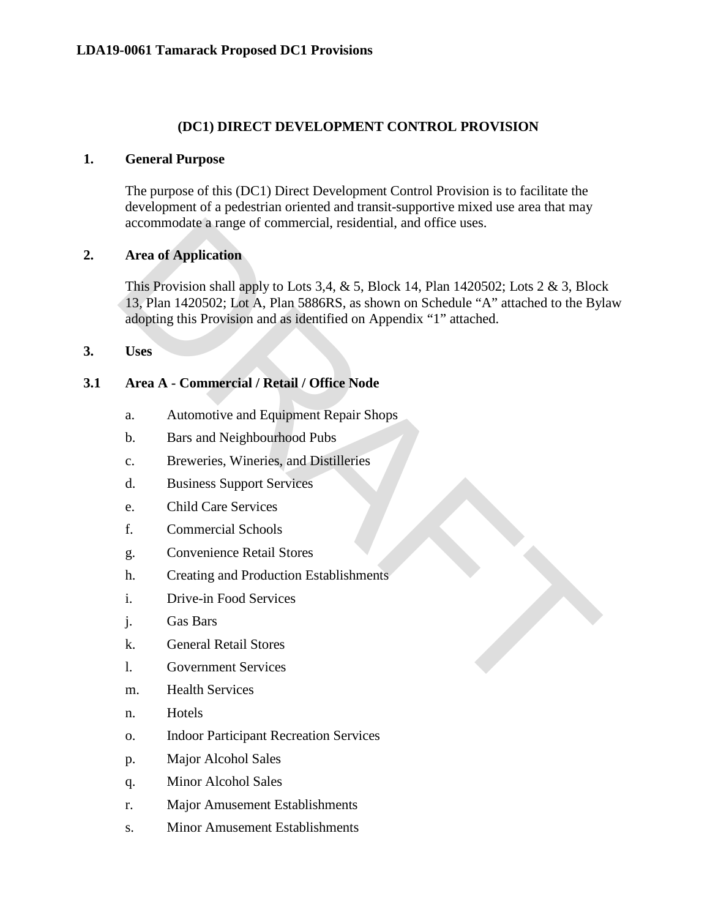**LDA19-0061 Tamarack Proposed DC1 Provisions**

# (DC1) DIRECT DEVELOPMENT CONTROL PROVISION

## 1. General Purpose

The purpose of this (DC1) Direct Development Control Provision is to facilitate the development of a pedestrian oriented and transit-supportive mixed use area that may accommodate a range of commercial, residential, and office uses.

## 2. Area of Application

This Provision shall apply to Lots 3,4, & 5, Block 14, Plan 1420502; Lots 2 & 3, Block 13, Plan 1420502; Lot A, Plan 5886RS, as shown on Schedule "A" attached to the Bylaw adopting this Provision and as identified on Appendix "1" attached.

## 3. Uses

### 3.1 Area A - Commercial / Retail / Office Node

a. Automotive and Equipment Repair Shops

b. Bars and Neighbourhood Pubs

c. Breweries, Wineries, and Distilleries

d. Business Support Services

e. Child Care Services

f. Commercial Schools

g. Convenience Retail Stores

h. Creating and Production Establishments

i. Drive-in Food Services

j. Gas Bars

k. General Retail Stores

l. Government Services

m. Health Services

n. Hotels

o. Indoor Participant Recreation Services

p. Major Alcohol Sales

q. Minor Alcohol Sales

r. Major Amusement Establishments

s. Minor Amusement Establishments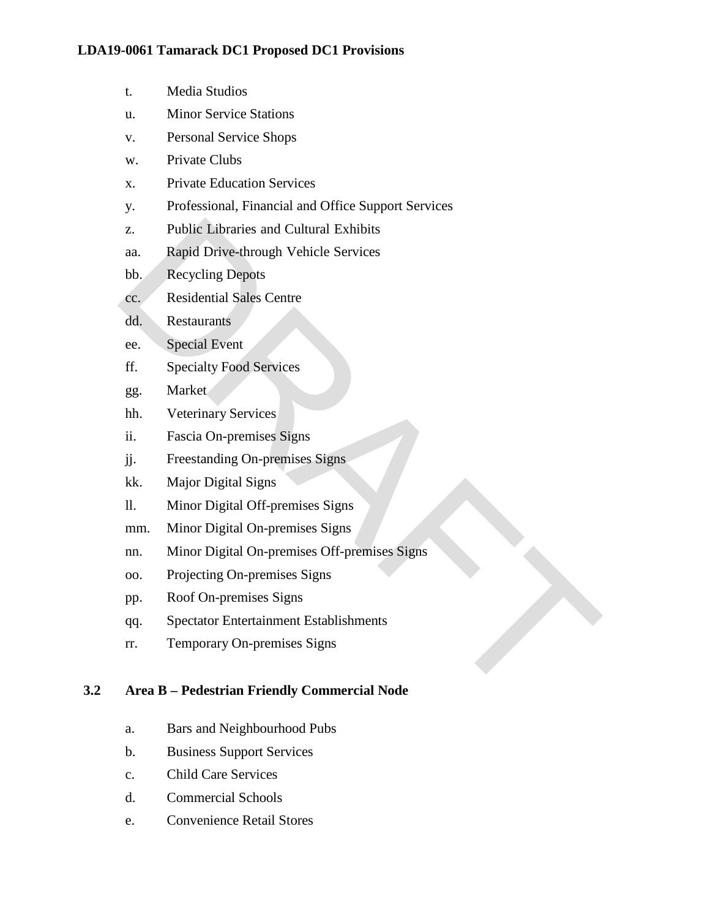t. Media Studios

u. Minor Service Stations

v. Personal Service Shops

w. Private Clubs

x. Private Education Services

y. Professional, Financial and Office Support Services

z. Public Libraries and Cultural Exhibits

aa. Rapid Drive-through Vehicle Services

bb. Recycling Depots

cc. Residential Sales Centre

dd. Restaurants

ee. Special Event

ff. Specialty Food Services

gg. Market

hh. Veterinary Services

ii. Fascia On-premises Signs

jj. Freestanding On-premises Signs

kk. Major Digital Signs

ll. Minor Digital Off-premises Signs

mm. Minor Digital On-premises Signs

nn. Minor Digital On-premises Off-premises Signs

oo. Projecting On-premises Signs

pp. Roof On-premises Signs

qq. Spectator Entertainment Establishments

rr. Temporary On-premises Signs

### 3.2 Area B – Pedestrian Friendly Commercial Node

a. Bars and Neighbourhood Pubs

b. Business Support Services

c. Child Care Services

d. Commercial Schools

e. Convenience Retail Stores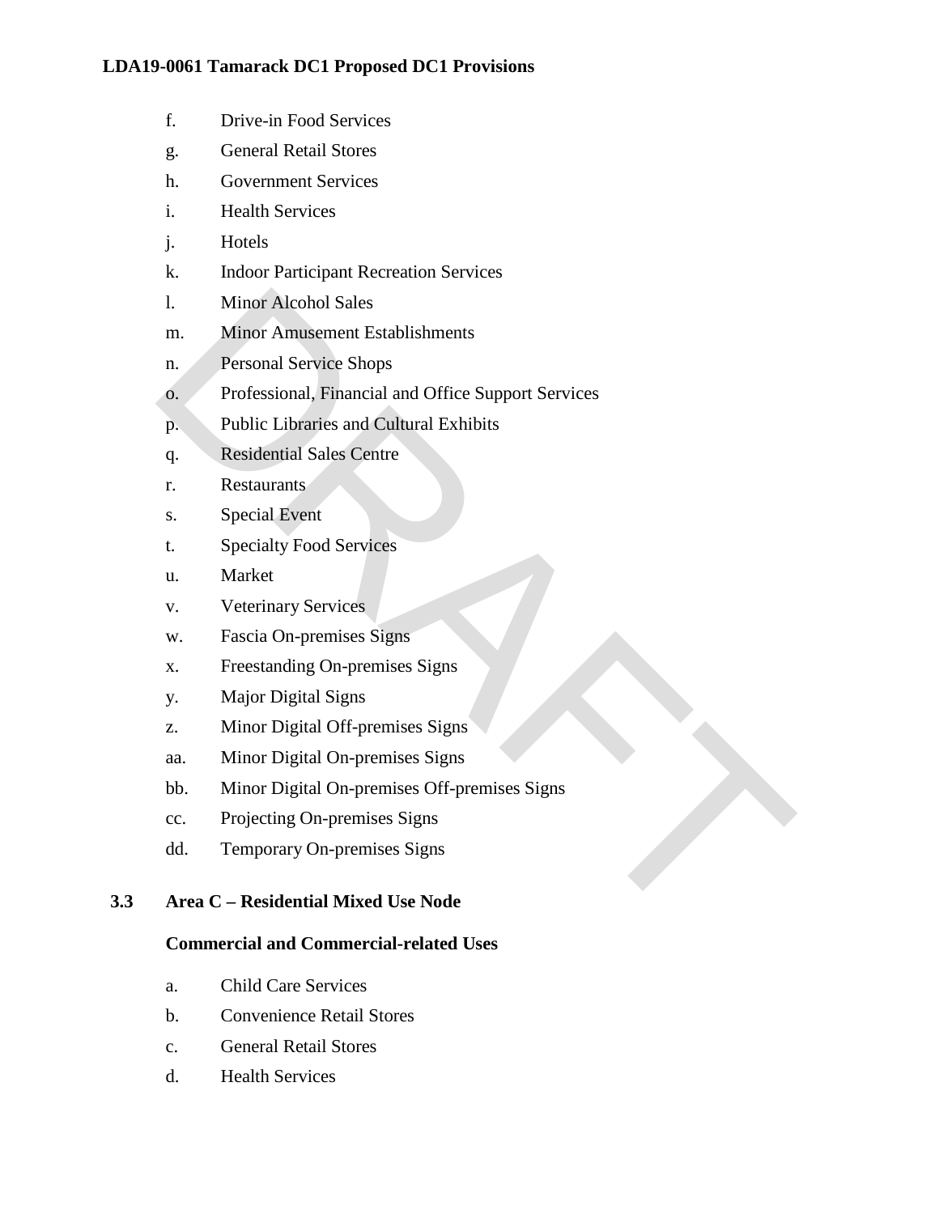f. Drive-in Food Services

g. General Retail Stores

h. Government Services

i. Health Services

j. Hotels

k. Indoor Participant Recreation Services

l. Minor Alcohol Sales

m. Minor Amusement Establishments

n. Personal Service Shops

o. Professional, Financial and Office Support Services

p. Public Libraries and Cultural Exhibits

q. Residential Sales Centre

r. Restaurants

s. Special Event

t. Specialty Food Services

u. Market

v. Veterinary Services

w. Fascia On-premises Signs

x. Freestanding On-premises Signs

y. Major Digital Signs

z. Minor Digital Off-premises Signs

aa. Minor Digital On-premises Signs

bb. Minor Digital On-premises Off-premises Signs

cc. Projecting On-premises Signs

dd. Temporary On-premises Signs

## 3.3 Area C – Residential Mixed Use Node

**Commercial and Commercial-related Uses**

a. Child Care Services

b. Convenience Retail Stores

c. General Retail Stores

d. Health Services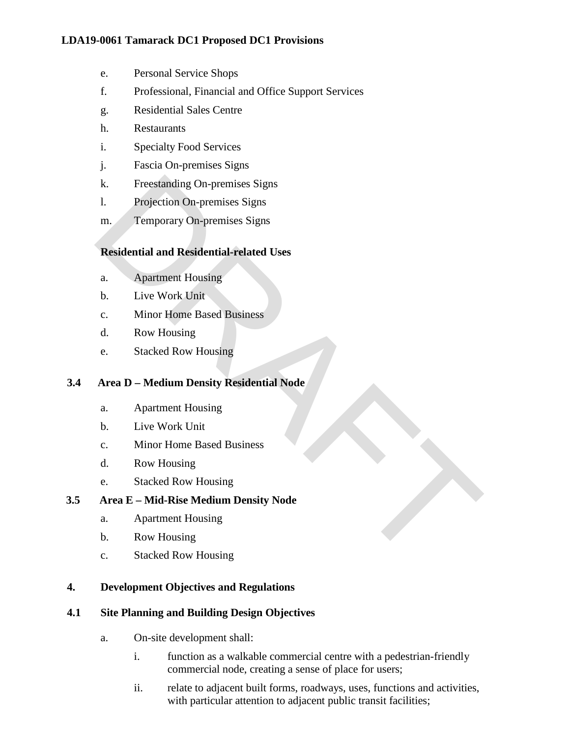e. Personal Service Shops
f. Professional, Financial and Office Support Services
g. Residential Sales Centre
h. Restaurants
i. Specialty Food Services
j. Fascia On-premises Signs
k. Freestanding On-premises Signs
l. Projection On-premises Signs
m. Temporary On-premises Signs

**Residential and Residential-related Uses**

a. Apartment Housing
b. Live Work Unit
c. Minor Home Based Business
d. Row Housing
e. Stacked Row Housing

### 3.4 Area D – Medium Density Residential Node

a. Apartment Housing
b. Live Work Unit
c. Minor Home Based Business
d. Row Housing
e. Stacked Row Housing

### 3.5 Area E – Mid-Rise Medium Density Node

a. Apartment Housing
b. Row Housing
c. Stacked Row Housing

## 4. Development Objectives and Regulations

### 4.1 Site Planning and Building Design Objectives

a. On-site development shall:

   i. function as a walkable commercial centre with a pedestrian-friendly commercial node, creating a sense of place for users;

   ii. relate to adjacent built forms, roadways, uses, functions and activities, with particular attention to adjacent public transit facilities;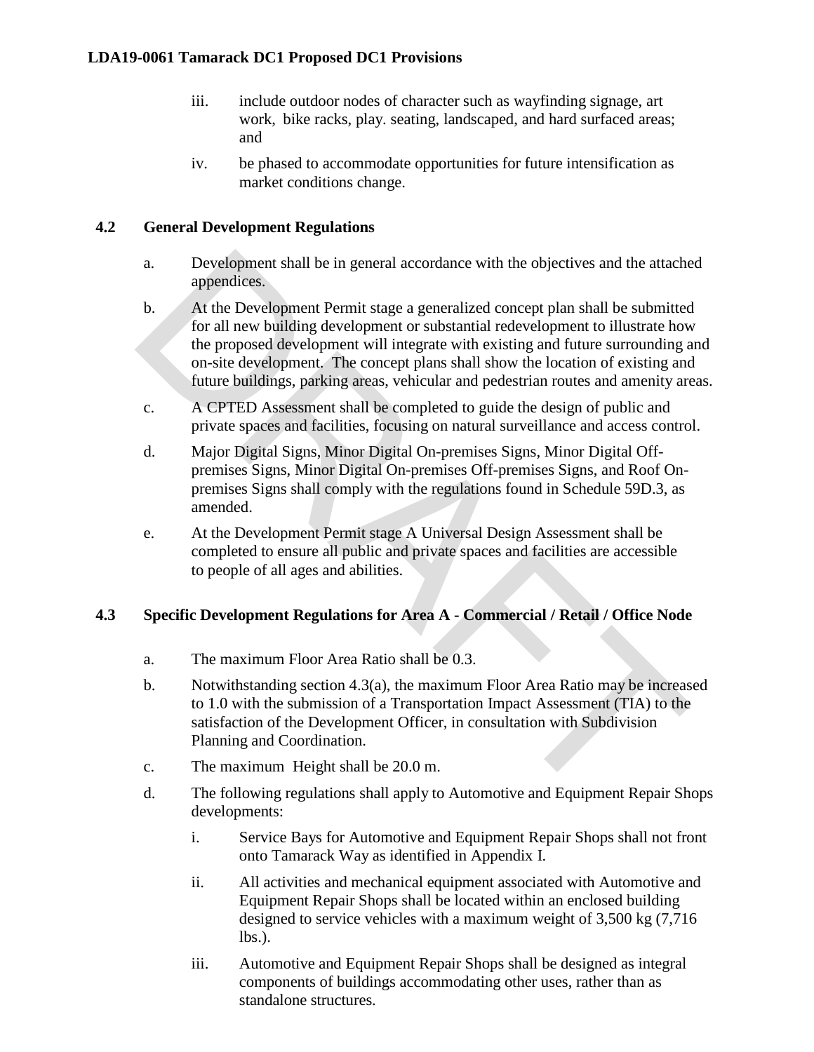iii. include outdoor nodes of character such as wayfinding signage, art work, bike racks, play. seating, landscaped, and hard surfaced areas; and

iv. be phased to accommodate opportunities for future intensification as market conditions change.

## 4.2 General Development Regulations

a. Development shall be in general accordance with the objectives and the attached appendices.

b. At the Development Permit stage a generalized concept plan shall be submitted for all new building development or substantial redevelopment to illustrate how the proposed development will integrate with existing and future surrounding and on-site development. The concept plans shall show the location of existing and future buildings, parking areas, vehicular and pedestrian routes and amenity areas.

c. A CPTED Assessment shall be completed to guide the design of public and private spaces and facilities, focusing on natural surveillance and access control.

d. Major Digital Signs, Minor Digital On-premises Signs, Minor Digital Off-premises Signs, Minor Digital On-premises Off-premises Signs, and Roof On-premises Signs shall comply with the regulations found in Schedule 59D.3, as amended.

e. At the Development Permit stage A Universal Design Assessment shall be completed to ensure all public and private spaces and facilities are accessible to people of all ages and abilities.

## 4.3 Specific Development Regulations for Area A - Commercial / Retail / Office Node

a. The maximum Floor Area Ratio shall be 0.3.

b. Notwithstanding section 4.3(a), the maximum Floor Area Ratio may be increased to 1.0 with the submission of a Transportation Impact Assessment (TIA) to the satisfaction of the Development Officer, in consultation with Subdivision Planning and Coordination.

c. The maximum Height shall be 20.0 m.

d. The following regulations shall apply to Automotive and Equipment Repair Shops developments:

   i. Service Bays for Automotive and Equipment Repair Shops shall not front onto Tamarack Way as identified in Appendix I.

   ii. All activities and mechanical equipment associated with Automotive and Equipment Repair Shops shall be located within an enclosed building designed to service vehicles with a maximum weight of 3,500 kg (7,716 lbs.).

   iii. Automotive and Equipment Repair Shops shall be designed as integral components of buildings accommodating other uses, rather than as standalone structures.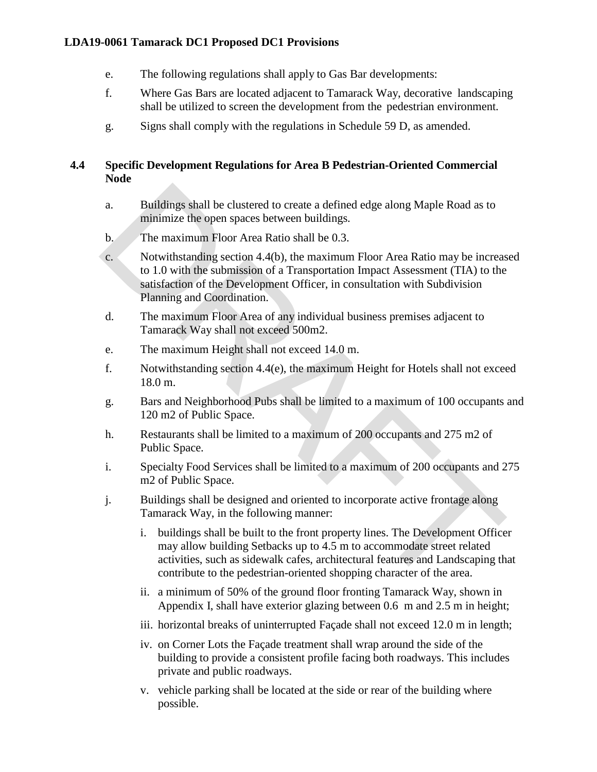e. The following regulations shall apply to Gas Bar developments:

f. Where Gas Bars are located adjacent to Tamarack Way, decorative landscaping shall be utilized to screen the development from the pedestrian environment.

g. Signs shall comply with the regulations in Schedule 59 D, as amended.

## 4.4 Specific Development Regulations for Area B Pedestrian-Oriented Commercial Node

a. Buildings shall be clustered to create a defined edge along Maple Road as to minimize the open spaces between buildings.

b. The maximum Floor Area Ratio shall be 0.3.

c. Notwithstanding section 4.4(b), the maximum Floor Area Ratio may be increased to 1.0 with the submission of a Transportation Impact Assessment (TIA) to the satisfaction of the Development Officer, in consultation with Subdivision Planning and Coordination.

d. The maximum Floor Area of any individual business premises adjacent to Tamarack Way shall not exceed 500m2.

e. The maximum Height shall not exceed 14.0 m.

f. Notwithstanding section 4.4(e), the maximum Height for Hotels shall not exceed 18.0 m.

g. Bars and Neighborhood Pubs shall be limited to a maximum of 100 occupants and 120 m2 of Public Space.

h. Restaurants shall be limited to a maximum of 200 occupants and 275 m2 of Public Space.

i. Specialty Food Services shall be limited to a maximum of 200 occupants and 275 m2 of Public Space.

j. Buildings shall be designed and oriented to incorporate active frontage along Tamarack Way, in the following manner:

   i. buildings shall be built to the front property lines. The Development Officer may allow building Setbacks up to 4.5 m to accommodate street related activities, such as sidewalk cafes, architectural features and Landscaping that contribute to the pedestrian-oriented shopping character of the area.

   ii. a minimum of 50% of the ground floor fronting Tamarack Way, shown in Appendix I, shall have exterior glazing between 0.6 m and 2.5 m in height;

   iii. horizontal breaks of uninterrupted Façade shall not exceed 12.0 m in length;

   iv. on Corner Lots the Façade treatment shall wrap around the side of the building to provide a consistent profile facing both roadways. This includes private and public roadways.

   v. vehicle parking shall be located at the side or rear of the building where possible.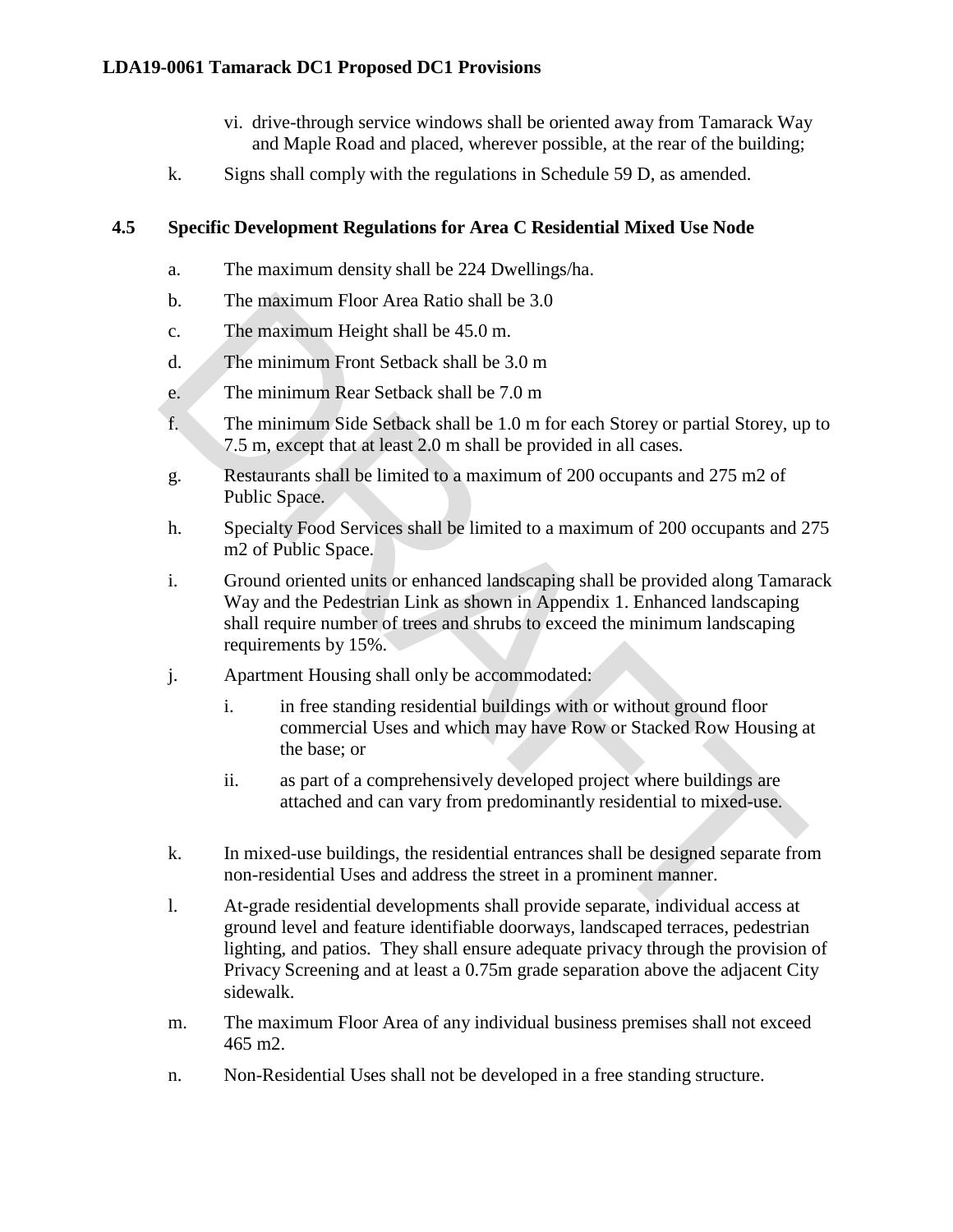vi. drive-through service windows shall be oriented away from Tamarack Way and Maple Road and placed, wherever possible, at the rear of the building;

k. Signs shall comply with the regulations in Schedule 59 D, as amended.

### 4.5 Specific Development Regulations for Area C Residential Mixed Use Node

a. The maximum density shall be 224 Dwellings/ha.

b. The maximum Floor Area Ratio shall be 3.0

c. The maximum Height shall be 45.0 m.

d. The minimum Front Setback shall be 3.0 m

e. The minimum Rear Setback shall be 7.0 m

f. The minimum Side Setback shall be 1.0 m for each Storey or partial Storey, up to 7.5 m, except that at least 2.0 m shall be provided in all cases.

g. Restaurants shall be limited to a maximum of 200 occupants and 275 m2 of Public Space.

h. Specialty Food Services shall be limited to a maximum of 200 occupants and 275 m2 of Public Space.

i. Ground oriented units or enhanced landscaping shall be provided along Tamarack Way and the Pedestrian Link as shown in Appendix 1. Enhanced landscaping shall require number of trees and shrubs to exceed the minimum landscaping requirements by 15%.

j. Apartment Housing shall only be accommodated:

   i. in free standing residential buildings with or without ground floor commercial Uses and which may have Row or Stacked Row Housing at the base; or

   ii. as part of a comprehensively developed project where buildings are attached and can vary from predominantly residential to mixed-use.

k. In mixed-use buildings, the residential entrances shall be designed separate from non-residential Uses and address the street in a prominent manner.

l. At-grade residential developments shall provide separate, individual access at ground level and feature identifiable doorways, landscaped terraces, pedestrian lighting, and patios. They shall ensure adequate privacy through the provision of Privacy Screening and at least a 0.75m grade separation above the adjacent City sidewalk.

m. The maximum Floor Area of any individual business premises shall not exceed 465 m2.

n. Non-Residential Uses shall not be developed in a free standing structure.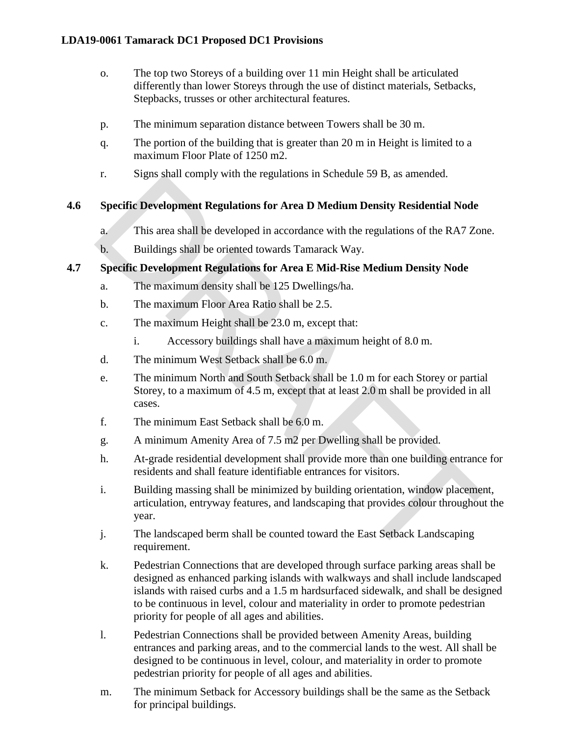o. The top two Storeys of a building over 11 min Height shall be articulated differently than lower Storeys through the use of distinct materials, Setbacks, Stepbacks, trusses or other architectural features.

p. The minimum separation distance between Towers shall be 30 m.

q. The portion of the building that is greater than 20 m in Height is limited to a maximum Floor Plate of 1250 m2.

r. Signs shall comply with the regulations in Schedule 59 B, as amended.

### 4.6 Specific Development Regulations for Area D Medium Density Residential Node

a. This area shall be developed in accordance with the regulations of the RA7 Zone.

b. Buildings shall be oriented towards Tamarack Way.

### 4.7 Specific Development Regulations for Area E Mid-Rise Medium Density Node

a. The maximum density shall be 125 Dwellings/ha.

b. The maximum Floor Area Ratio shall be 2.5.

c. The maximum Height shall be 23.0 m, except that:

   i. Accessory buildings shall have a maximum height of 8.0 m.

d. The minimum West Setback shall be 6.0 m.

e. The minimum North and South Setback shall be 1.0 m for each Storey or partial Storey, to a maximum of 4.5 m, except that at least 2.0 m shall be provided in all cases.

f. The minimum East Setback shall be 6.0 m.

g. A minimum Amenity Area of 7.5 m2 per Dwelling shall be provided.

h. At-grade residential development shall provide more than one building entrance for residents and shall feature identifiable entrances for visitors.

i. Building massing shall be minimized by building orientation, window placement, articulation, entryway features, and landscaping that provides colour throughout the year.

j. The landscaped berm shall be counted toward the East Setback Landscaping requirement.

k. Pedestrian Connections that are developed through surface parking areas shall be designed as enhanced parking islands with walkways and shall include landscaped islands with raised curbs and a 1.5 m hardsurfaced sidewalk, and shall be designed to be continuous in level, colour and materiality in order to promote pedestrian priority for people of all ages and abilities.

l. Pedestrian Connections shall be provided between Amenity Areas, building entrances and parking areas, and to the commercial lands to the west. All shall be designed to be continuous in level, colour, and materiality in order to promote pedestrian priority for people of all ages and abilities.

m. The minimum Setback for Accessory buildings shall be the same as the Setback for principal buildings.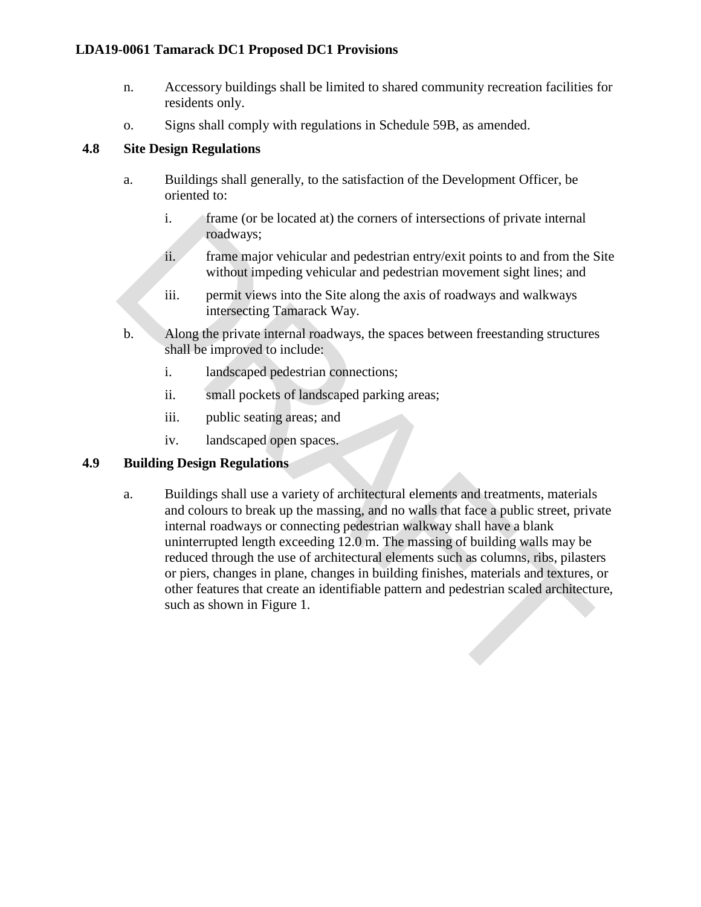n. Accessory buildings shall be limited to shared community recreation facilities for residents only.

o. Signs shall comply with regulations in Schedule 59B, as amended.

### 4.8 Site Design Regulations

a. Buildings shall generally, to the satisfaction of the Development Officer, be oriented to:

   i. frame (or be located at) the corners of intersections of private internal roadways;

   ii. frame major vehicular and pedestrian entry/exit points to and from the Site without impeding vehicular and pedestrian movement sight lines; and

   iii. permit views into the Site along the axis of roadways and walkways intersecting Tamarack Way.

b. Along the private internal roadways, the spaces between freestanding structures shall be improved to include:

   i. landscaped pedestrian connections;

   ii. small pockets of landscaped parking areas;

   iii. public seating areas; and

   iv. landscaped open spaces.

### 4.9 Building Design Regulations

a. Buildings shall use a variety of architectural elements and treatments, materials and colours to break up the massing, and no walls that face a public street, private internal roadways or connecting pedestrian walkway shall have a blank uninterrupted length exceeding 12.0 m. The massing of building walls may be reduced through the use of architectural elements such as columns, ribs, pilasters or piers, changes in plane, changes in building finishes, materials and textures, or other features that create an identifiable pattern and pedestrian scaled architecture, such as shown in Figure 1.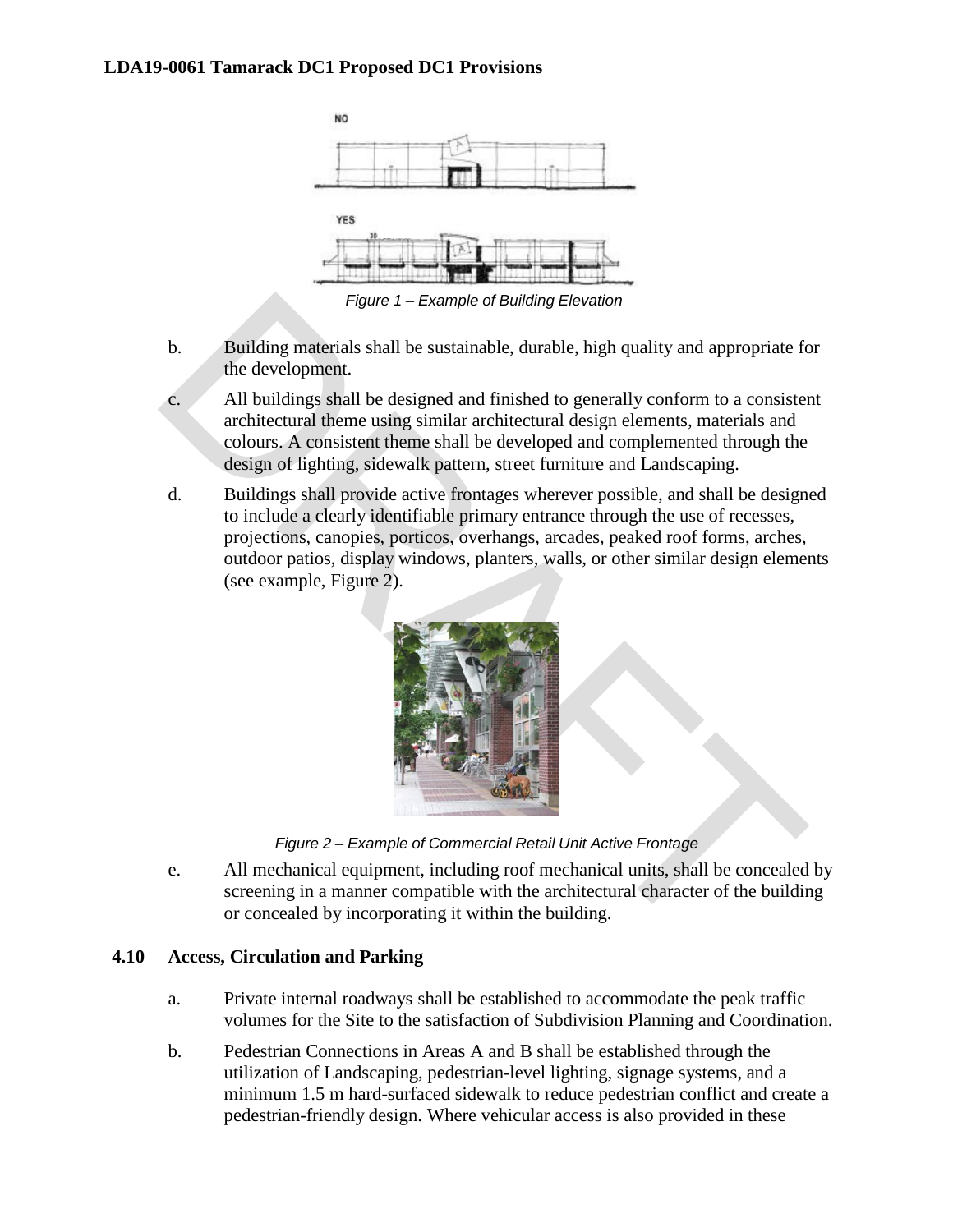Figure 1 – Example of Building Elevation

b. Building materials shall be sustainable, durable, high quality and appropriate for the development.

c. All buildings shall be designed and finished to generally conform to a consistent architectural theme using similar architectural design elements, materials and colours. A consistent theme shall be developed and complemented through the design of lighting, sidewalk pattern, street furniture and Landscaping.

d. Buildings shall provide active frontages wherever possible, and shall be designed to include a clearly identifiable primary entrance through the use of recesses, projections, canopies, porticos, overhangs, arcades, peaked roof forms, arches, outdoor patios, display windows, planters, walls, or other similar design elements (see example, Figure 2).

Figure 2 – Example of Commercial Retail Unit Active Frontage

e. All mechanical equipment, including roof mechanical units, shall be concealed by screening in a manner compatible with the architectural character of the building or concealed by incorporating it within the building.

## 4.10 Access, Circulation and Parking

a. Private internal roadways shall be established to accommodate the peak traffic volumes for the Site to the satisfaction of Subdivision Planning and Coordination.

b. Pedestrian Connections in Areas A and B shall be established through the utilization of Landscaping, pedestrian-level lighting, signage systems, and a minimum 1.5 m hard-surfaced sidewalk to reduce pedestrian conflict and create a pedestrian-friendly design. Where vehicular access is also provided in these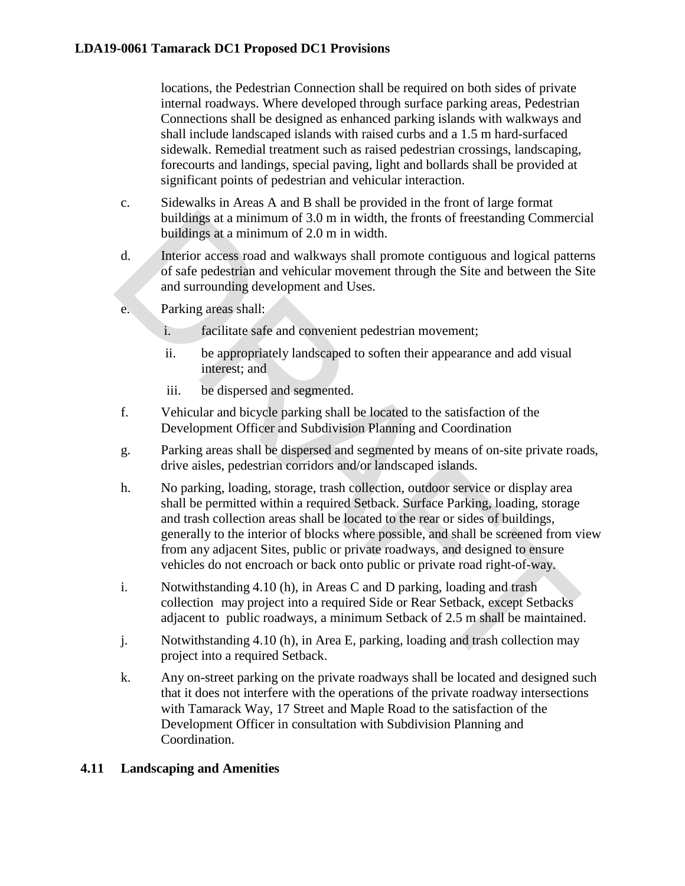locations, the Pedestrian Connection shall be required on both sides of private internal roadways. Where developed through surface parking areas, Pedestrian Connections shall be designed as enhanced parking islands with walkways and shall include landscaped islands with raised curbs and a 1.5 m hard-surfaced sidewalk. Remedial treatment such as raised pedestrian crossings, landscaping, forecourts and landings, special paving, light and bollards shall be provided at significant points of pedestrian and vehicular interaction.

c. Sidewalks in Areas A and B shall be provided in the front of large format buildings at a minimum of 3.0 m in width, the fronts of freestanding Commercial buildings at a minimum of 2.0 m in width.

d. Interior access road and walkways shall promote contiguous and logical patterns of safe pedestrian and vehicular movement through the Site and between the Site and surrounding development and Uses.

e. Parking areas shall:

   i. facilitate safe and convenient pedestrian movement;

   ii. be appropriately landscaped to soften their appearance and add visual interest; and

   iii. be dispersed and segmented.

f. Vehicular and bicycle parking shall be located to the satisfaction of the Development Officer and Subdivision Planning and Coordination

g. Parking areas shall be dispersed and segmented by means of on-site private roads, drive aisles, pedestrian corridors and/or landscaped islands.

h. No parking, loading, storage, trash collection, outdoor service or display area shall be permitted within a required Setback. Surface Parking, loading, storage and trash collection areas shall be located to the rear or sides of buildings, generally to the interior of blocks where possible, and shall be screened from view from any adjacent Sites, public or private roadways, and designed to ensure vehicles do not encroach or back onto public or private road right-of-way.

i. Notwithstanding 4.10 (h), in Areas C and D parking, loading and trash collection may project into a required Side or Rear Setback, except Setbacks adjacent to public roadways, a minimum Setback of 2.5 m shall be maintained.

j. Notwithstanding 4.10 (h), in Area E, parking, loading and trash collection may project into a required Setback.

k. Any on-street parking on the private roadways shall be located and designed such that it does not interfere with the operations of the private roadway intersections with Tamarack Way, 17 Street and Maple Road to the satisfaction of the Development Officer in consultation with Subdivision Planning and Coordination.

### 4.11 Landscaping and Amenities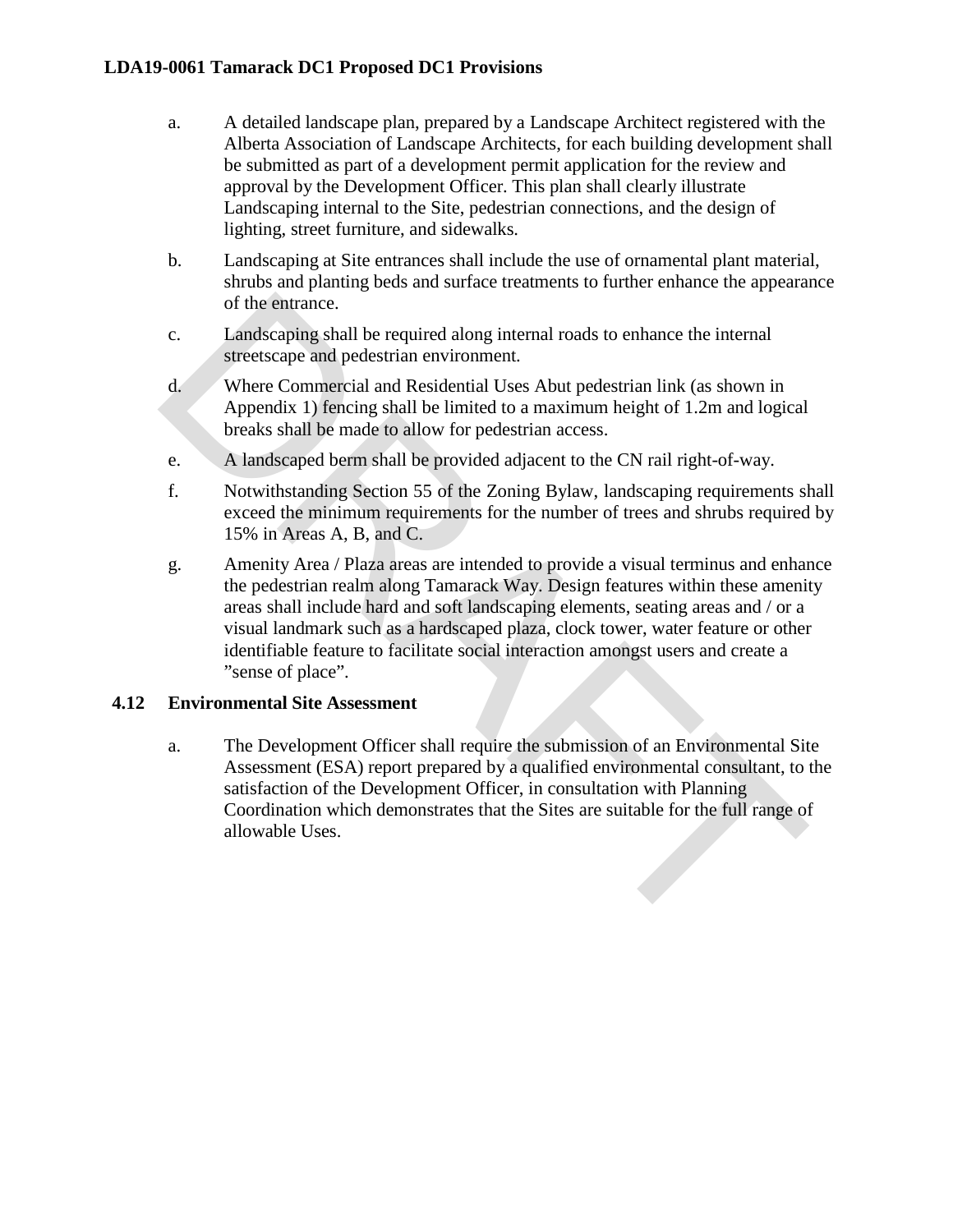a. A detailed landscape plan, prepared by a Landscape Architect registered with the Alberta Association of Landscape Architects, for each building development shall be submitted as part of a development permit application for the review and approval by the Development Officer. This plan shall clearly illustrate Landscaping internal to the Site, pedestrian connections, and the design of lighting, street furniture, and sidewalks.

b. Landscaping at Site entrances shall include the use of ornamental plant material, shrubs and planting beds and surface treatments to further enhance the appearance of the entrance.

c. Landscaping shall be required along internal roads to enhance the internal streetscape and pedestrian environment.

d. Where Commercial and Residential Uses Abut pedestrian link (as shown in Appendix 1) fencing shall be limited to a maximum height of 1.2m and logical breaks shall be made to allow for pedestrian access.

e. A landscaped berm shall be provided adjacent to the CN rail right-of-way.

f. Notwithstanding Section 55 of the Zoning Bylaw, landscaping requirements shall exceed the minimum requirements for the number of trees and shrubs required by 15% in Areas A, B, and C.

g. Amenity Area / Plaza areas are intended to provide a visual terminus and enhance the pedestrian realm along Tamarack Way. Design features within these amenity areas shall include hard and soft landscaping elements, seating areas and / or a visual landmark such as a hardscaped plaza, clock tower, water feature or other identifiable feature to facilitate social interaction amongst users and create a "sense of place".

## 4.12 Environmental Site Assessment

a. The Development Officer shall require the submission of an Environmental Site Assessment (ESA) report prepared by a qualified environmental consultant, to the satisfaction of the Development Officer, in consultation with Planning Coordination which demonstrates that the Sites are suitable for the full range of allowable Uses.